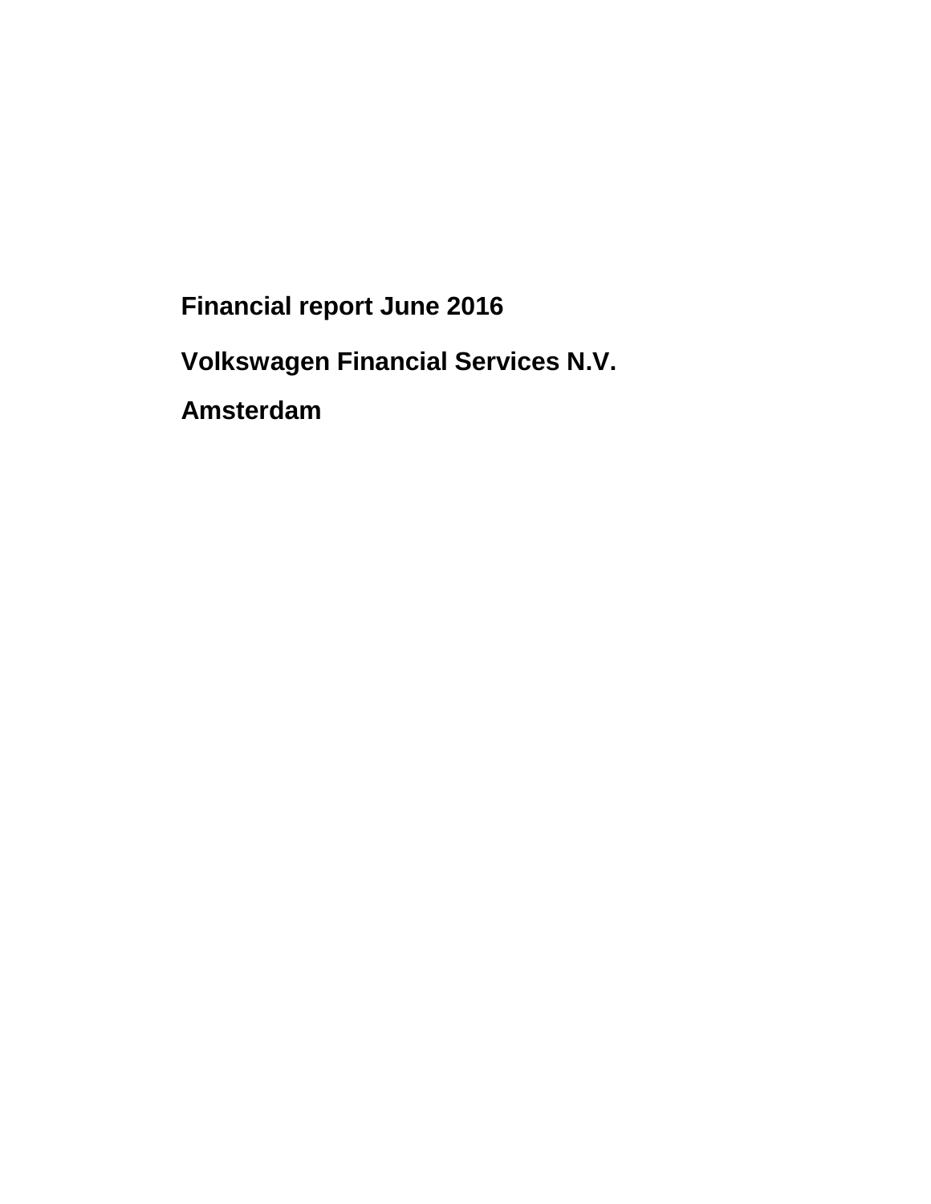# Financial report June 2016

## Volkswagen Financial Services N.V.

## Amsterdam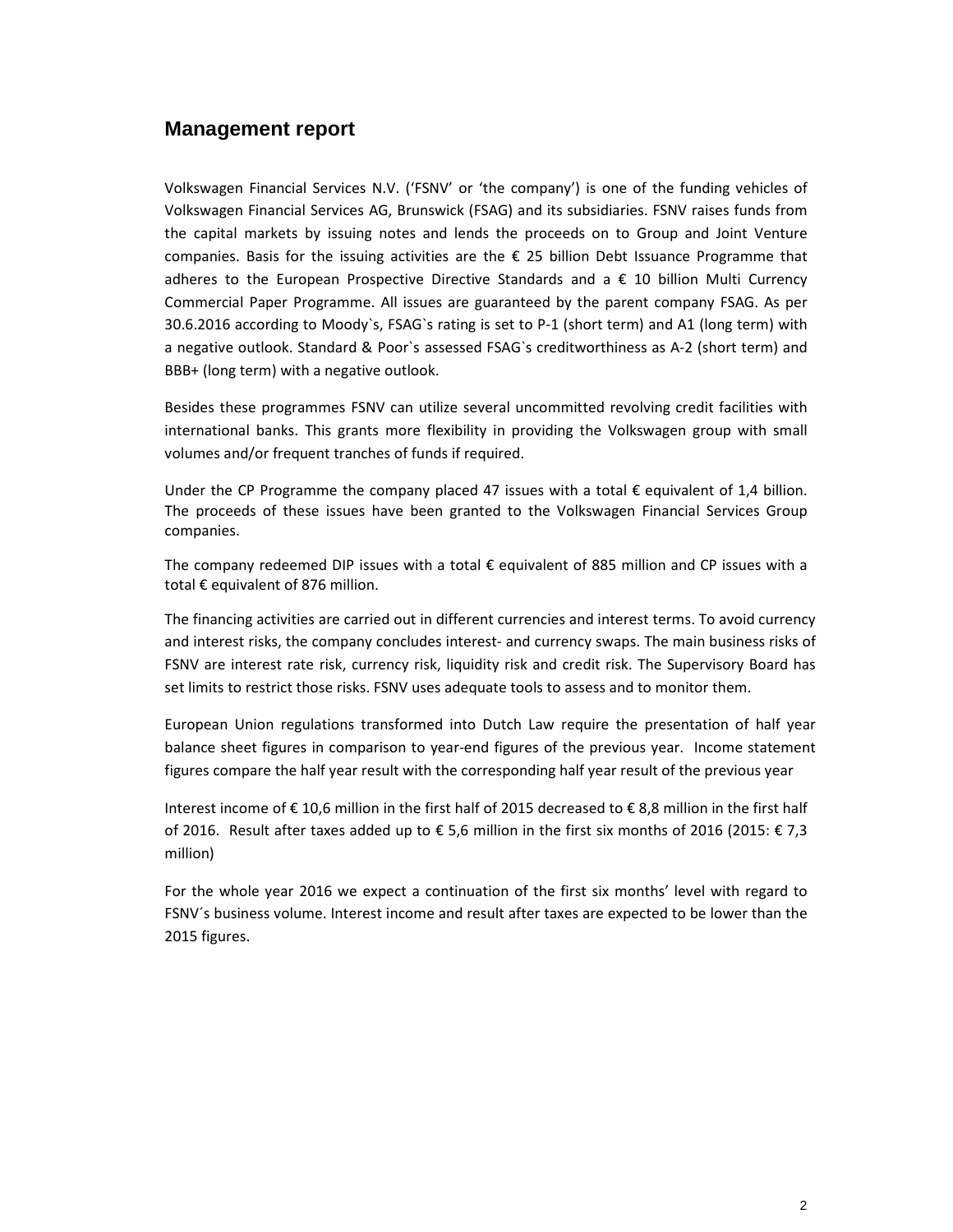## Management report

Volkswagen Financial Services N.V. ('FSNV' or 'the company') is one of the funding vehicles of Volkswagen Financial Services AG, Brunswick (FSAG) and its subsidiaries. FSNV raises funds from the capital markets by issuing notes and lends the proceeds on to Group and Joint Venture companies. Basis for the issuing activities are the € 25 billion Debt Issuance Programme that adheres to the European Prospective Directive Standards and a € 10 billion Multi Currency Commercial Paper Programme. All issues are guaranteed by the parent company FSAG. As per 30.6.2016 according to Moody`s, FSAG`s rating is set to P-1 (short term) and A1 (long term) with a negative outlook. Standard & Poor`s assessed FSAG`s creditworthiness as A-2 (short term) and BBB+ (long term) with a negative outlook.

Besides these programmes FSNV can utilize several uncommitted revolving credit facilities with international banks. This grants more flexibility in providing the Volkswagen group with small volumes and/or frequent tranches of funds if required.

Under the CP Programme the company placed 47 issues with a total € equivalent of 1,4 billion. The proceeds of these issues have been granted to the Volkswagen Financial Services Group companies.

The company redeemed DIP issues with a total € equivalent of 885 million and CP issues with a total € equivalent of 876 million.

The financing activities are carried out in different currencies and interest terms. To avoid currency and interest risks, the company concludes interest- and currency swaps. The main business risks of FSNV are interest rate risk, currency risk, liquidity risk and credit risk. The Supervisory Board has set limits to restrict those risks. FSNV uses adequate tools to assess and to monitor them.

European Union regulations transformed into Dutch Law require the presentation of half year balance sheet figures in comparison to year-end figures of the previous year. Income statement figures compare the half year result with the corresponding half year result of the previous year

Interest income of € 10,6 million in the first half of 2015 decreased to € 8,8 million in the first half of 2016. Result after taxes added up to € 5,6 million in the first six months of 2016 (2015: € 7,3 million)

For the whole year 2016 we expect a continuation of the first six months' level with regard to FSNV´s business volume. Interest income and result after taxes are expected to be lower than the 2015 figures.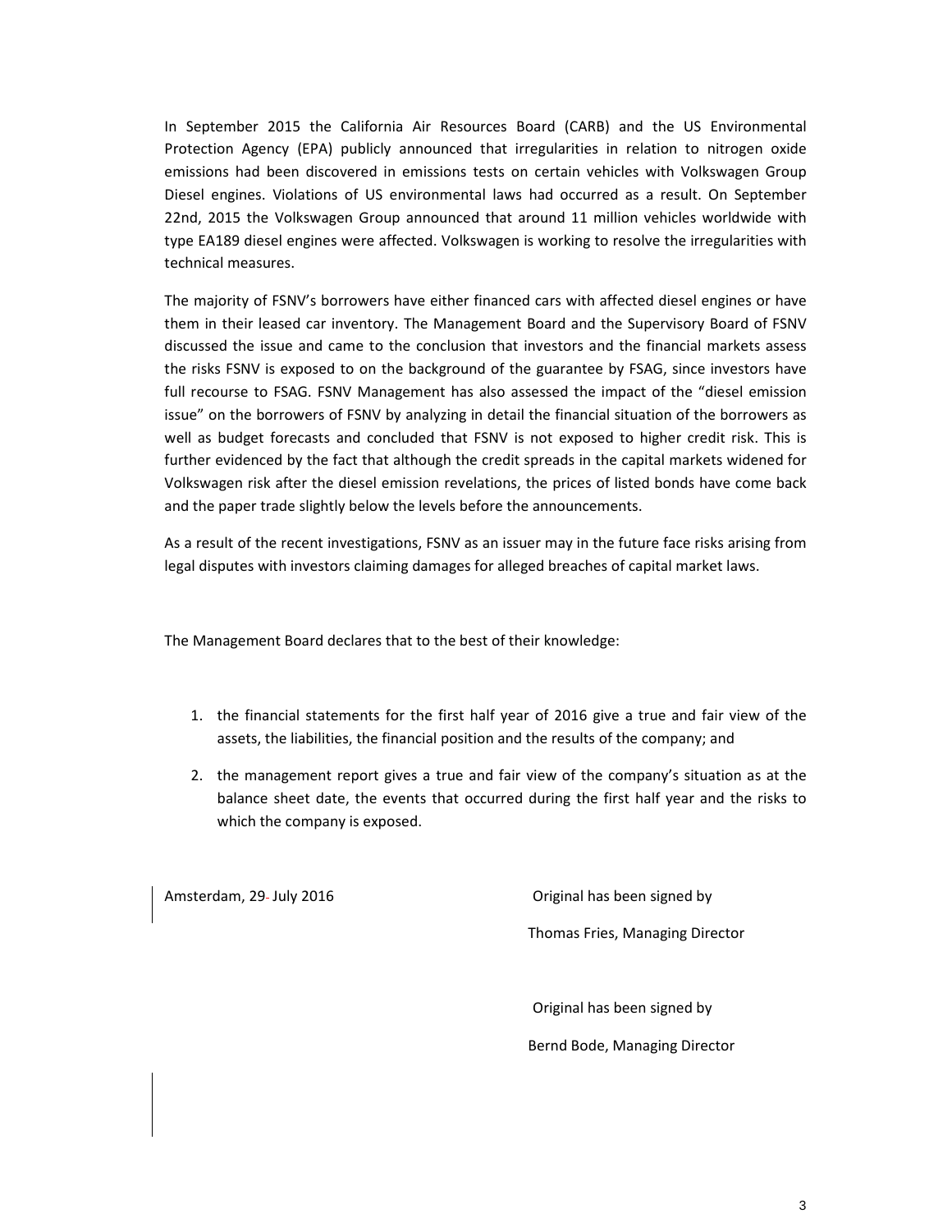In September 2015 the California Air Resources Board (CARB) and the US Environmental Protection Agency (EPA) publicly announced that irregularities in relation to nitrogen oxide emissions had been discovered in emissions tests on certain vehicles with Volkswagen Group Diesel engines. Violations of US environmental laws had occurred as a result. On September 22nd, 2015 the Volkswagen Group announced that around 11 million vehicles worldwide with type EA189 diesel engines were affected. Volkswagen is working to resolve the irregularities with technical measures.

The majority of FSNV's borrowers have either financed cars with affected diesel engines or have them in their leased car inventory. The Management Board and the Supervisory Board of FSNV discussed the issue and came to the conclusion that investors and the financial markets assess the risks FSNV is exposed to on the background of the guarantee by FSAG, since investors have full recourse to FSAG. FSNV Management has also assessed the impact of the "diesel emission issue" on the borrowers of FSNV by analyzing in detail the financial situation of the borrowers as well as budget forecasts and concluded that FSNV is not exposed to higher credit risk. This is further evidenced by the fact that although the credit spreads in the capital markets widened for Volkswagen risk after the diesel emission revelations, the prices of listed bonds have come back and the paper trade slightly below the levels before the announcements.

As a result of the recent investigations, FSNV as an issuer may in the future face risks arising from legal disputes with investors claiming damages for alleged breaches of capital market laws.

The Management Board declares that to the best of their knowledge:

1. the financial statements for the first half year of 2016 give a true and fair view of the assets, the liabilities, the financial position and the results of the company; and
2. the management report gives a true and fair view of the company's situation as at the balance sheet date, the events that occurred during the first half year and the risks to which the company is exposed.

Amsterdam, 29 July 2016

Original has been signed by

Thomas Fries, Managing Director

Original has been signed by

Bernd Bode, Managing Director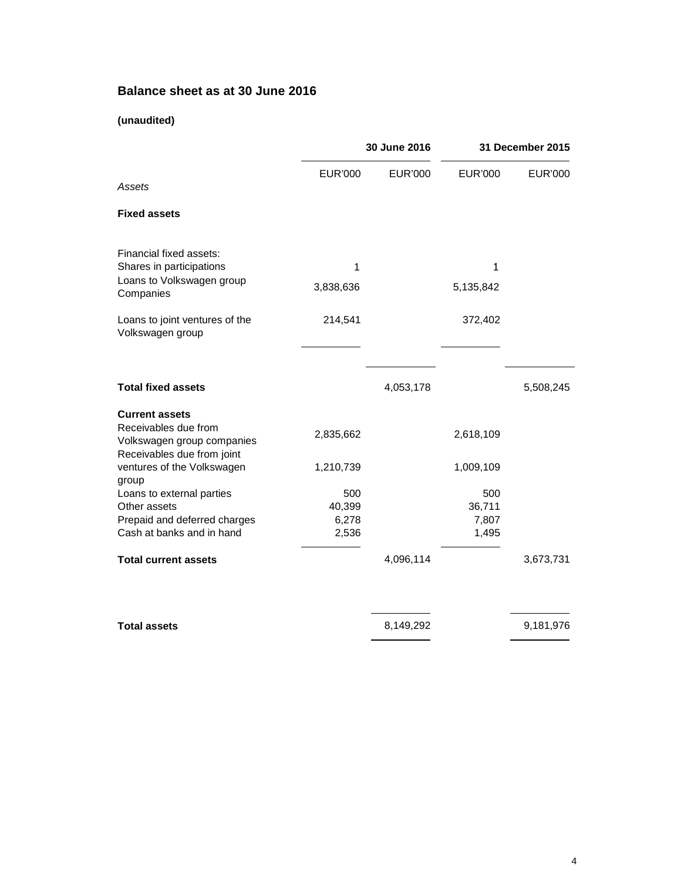## Balance sheet as at 30 June 2016

**(unaudited)**

| | 30 June 2016 | | 31 December 2015 | |
|---|---|---|---|---|
| | EUR'000 | EUR'000 | EUR'000 | EUR'000 |
| *Assets* | | | | |
| **Fixed assets** | | | | |
| Financial fixed assets: | | | | |
| Shares in participations | 1 | | 1 | |
| Loans to Volkswagen group Companies | 3,838,636 | | 5,135,842 | |
| Loans to joint ventures of the Volkswagen group | 214,541 | | 372,402 | |
| **Total fixed assets** | | 4,053,178 | | 5,508,245 |
| **Current assets** | | | | |
| Receivables due from Volkswagen group companies | 2,835,662 | | 2,618,109 | |
| Receivables due from joint ventures of the Volkswagen group | 1,210,739 | | 1,009,109 | |
| Loans to external parties | 500 | | 500 | |
| Other assets | 40,399 | | 36,711 | |
| Prepaid and deferred charges | 6,278 | | 7,807 | |
| Cash at banks and in hand | 2,536 | | 1,495 | |
| **Total current assets** | | 4,096,114 | | 3,673,731 |
| **Total assets** | | 8,149,292 | | 9,181,976 |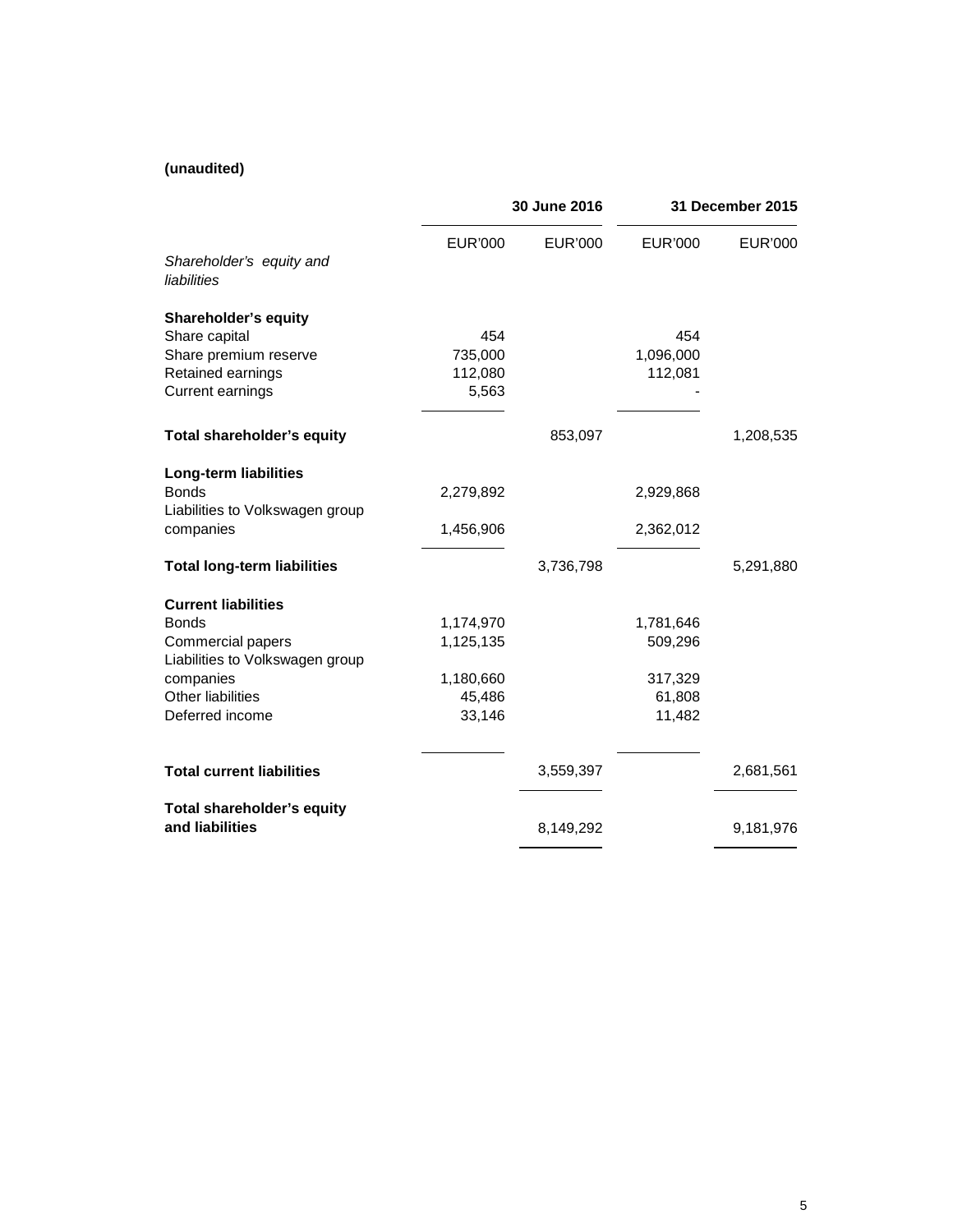**(unaudited)**

| | 30 June 2016 | | 31 December 2015 | |
|---|---|---|---|---|
| | EUR'000 | EUR'000 | EUR'000 | EUR'000 |
| *Shareholder's equity and liabilities* | | | | |
| **Shareholder's equity** | | | | |
| Share capital | 454 | | 454 | |
| Share premium reserve | 735,000 | | 1,096,000 | |
| Retained earnings | 112,080 | | 112,081 | |
| Current earnings | 5,563 | | - | |
| **Total shareholder's equity** | | 853,097 | | 1,208,535 |
| **Long-term liabilities** | | | | |
| Bonds | 2,279,892 | | 2,929,868 | |
| Liabilities to Volkswagen group companies | 1,456,906 | | 2,362,012 | |
| **Total long-term liabilities** | | 3,736,798 | | 5,291,880 |
| **Current liabilities** | | | | |
| Bonds | 1,174,970 | | 1,781,646 | |
| Commercial papers | 1,125,135 | | 509,296 | |
| Liabilities to Volkswagen group companies | 1,180,660 | | 317,329 | |
| Other liabilities | 45,486 | | 61,808 | |
| Deferred income | 33,146 | | 11,482 | |
| **Total current liabilities** | | 3,559,397 | | 2,681,561 |
| **Total shareholder's equity and liabilities** | | 8,149,292 | | 9,181,976 |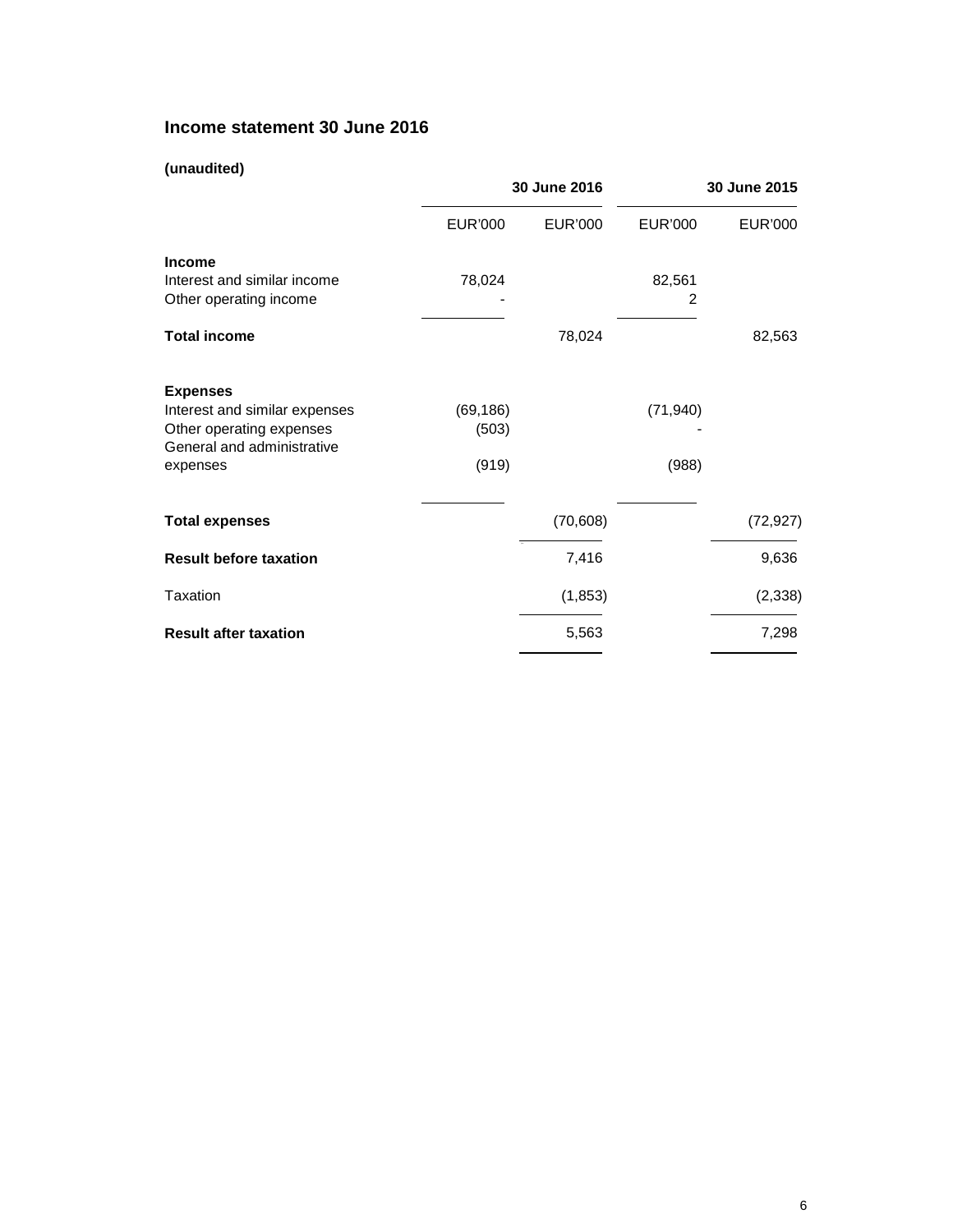## Income statement 30 June 2016

**(unaudited)**

| | 30 June 2016 | | 30 June 2015 | |
|---|---|---|---|---|
| | EUR'000 | EUR'000 | EUR'000 | EUR'000 |
| **Income** | | | | |
| Interest and similar income | 78,024 | | 82,561 | |
| Other operating income | - | | 2 | |
| **Total income** | | 78,024 | | 82,563 |
| **Expenses** | | | | |
| Interest and similar expenses | (69,186) | | (71,940) | |
| Other operating expenses | (503) | | - | |
| General and administrative expenses | (919) | | (988) | |
| **Total expenses** | | (70,608) | | (72,927) |
| **Result before taxation** | | 7,416 | | 9,636 |
| Taxation | | (1,853) | | (2,338) |
| **Result after taxation** | | 5,563 | | 7,298 |